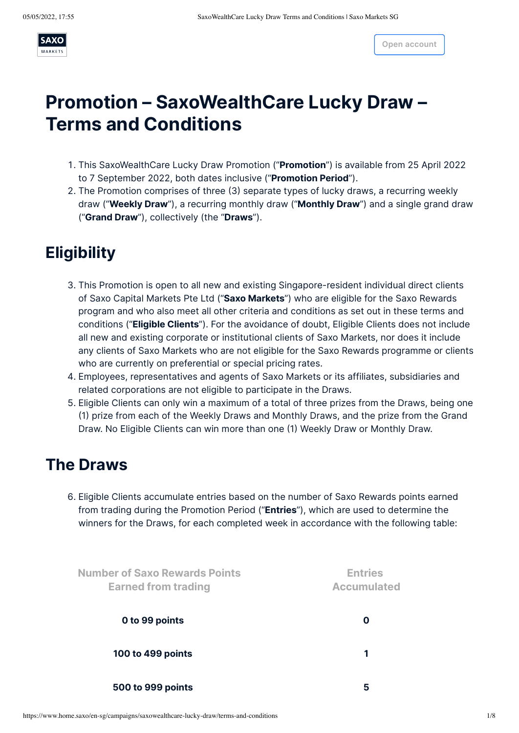# Promotion – SaxoWealthCare Lucky Draw – Terms and Conditions

1. This SaxoWealthCare Lucky Draw Promotion ("**Promotion**") is available from 25 April 2022 to 7 September 2022, both dates inclusive ("**Promotion Period**").
2. The Promotion comprises of three (3) separate types of lucky draws, a recurring weekly draw ("**Weekly Draw**"), a recurring monthly draw ("**Monthly Draw**") and a single grand draw ("**Grand Draw**"), collectively (the "**Draws**").

## Eligibility

3. This Promotion is open to all new and existing Singapore-resident individual direct clients of Saxo Capital Markets Pte Ltd ("**Saxo Markets**") who are eligible for the Saxo Rewards program and who also meet all other criteria and conditions as set out in these terms and conditions ("**Eligible Clients**"). For the avoidance of doubt, Eligible Clients does not include all new and existing corporate or institutional clients of Saxo Markets, nor does it include any clients of Saxo Markets who are not eligible for the Saxo Rewards programme or clients who are currently on preferential or special pricing rates.
4. Employees, representatives and agents of Saxo Markets or its affiliates, subsidiaries and related corporations are not eligible to participate in the Draws.
5. Eligible Clients can only win a maximum of a total of three prizes from the Draws, being one (1) prize from each of the Weekly Draws and Monthly Draws, and the prize from the Grand Draw. No Eligible Clients can win more than one (1) Weekly Draw or Monthly Draw.

## The Draws

6. Eligible Clients accumulate entries based on the number of Saxo Rewards points earned from trading during the Promotion Period ("**Entries**"), which are used to determine the winners for the Draws, for each completed week in accordance with the following table:

| Number of Saxo Rewards Points Earned from trading | Entries Accumulated |
|---|---|
| **0 to 99 points** | **0** |
| **100 to 499 points** | **1** |
| **500 to 999 points** | **5** |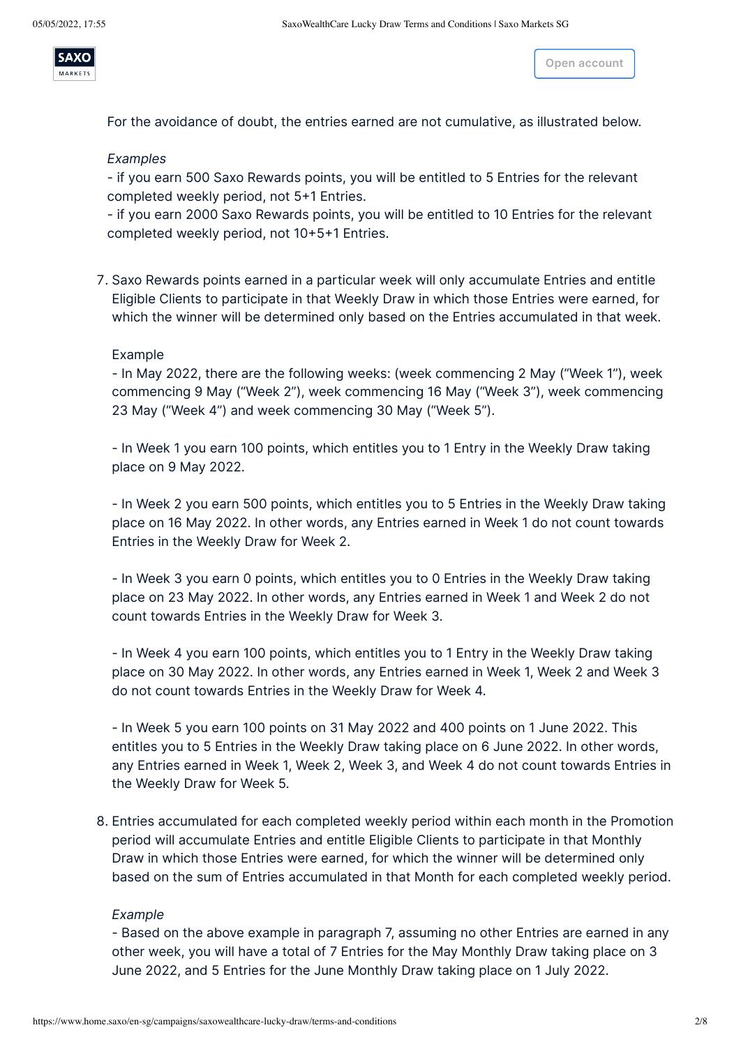For the avoidance of doubt, the entries earned are not cumulative, as illustrated below.

*Examples*
- if you earn 500 Saxo Rewards points, you will be entitled to 5 Entries for the relevant completed weekly period, not 5+1 Entries.
- if you earn 2000 Saxo Rewards points, you will be entitled to 10 Entries for the relevant completed weekly period, not 10+5+1 Entries.

7. Saxo Rewards points earned in a particular week will only accumulate Entries and entitle Eligible Clients to participate in that Weekly Draw in which those Entries were earned, for which the winner will be determined only based on the Entries accumulated in that week.

   Example
   - In May 2022, there are the following weeks: (week commencing 2 May ("Week 1"), week commencing 9 May ("Week 2"), week commencing 16 May ("Week 3"), week commencing 23 May ("Week 4") and week commencing 30 May ("Week 5").

   - In Week 1 you earn 100 points, which entitles you to 1 Entry in the Weekly Draw taking place on 9 May 2022.

   - In Week 2 you earn 500 points, which entitles you to 5 Entries in the Weekly Draw taking place on 16 May 2022. In other words, any Entries earned in Week 1 do not count towards Entries in the Weekly Draw for Week 2.

   - In Week 3 you earn 0 points, which entitles you to 0 Entries in the Weekly Draw taking place on 23 May 2022. In other words, any Entries earned in Week 1 and Week 2 do not count towards Entries in the Weekly Draw for Week 3.

   - In Week 4 you earn 100 points, which entitles you to 1 Entry in the Weekly Draw taking place on 30 May 2022. In other words, any Entries earned in Week 1, Week 2 and Week 3 do not count towards Entries in the Weekly Draw for Week 4.

   - In Week 5 you earn 100 points on 31 May 2022 and 400 points on 1 June 2022. This entitles you to 5 Entries in the Weekly Draw taking place on 6 June 2022. In other words, any Entries earned in Week 1, Week 2, Week 3, and Week 4 do not count towards Entries in the Weekly Draw for Week 5.

8. Entries accumulated for each completed weekly period within each month in the Promotion period will accumulate Entries and entitle Eligible Clients to participate in that Monthly Draw in which those Entries were earned, for which the winner will be determined only based on the sum of Entries accumulated in that Month for each completed weekly period.

   *Example*
   - Based on the above example in paragraph 7, assuming no other Entries are earned in any other week, you will have a total of 7 Entries for the May Monthly Draw taking place on 3 June 2022, and 5 Entries for the June Monthly Draw taking place on 1 July 2022.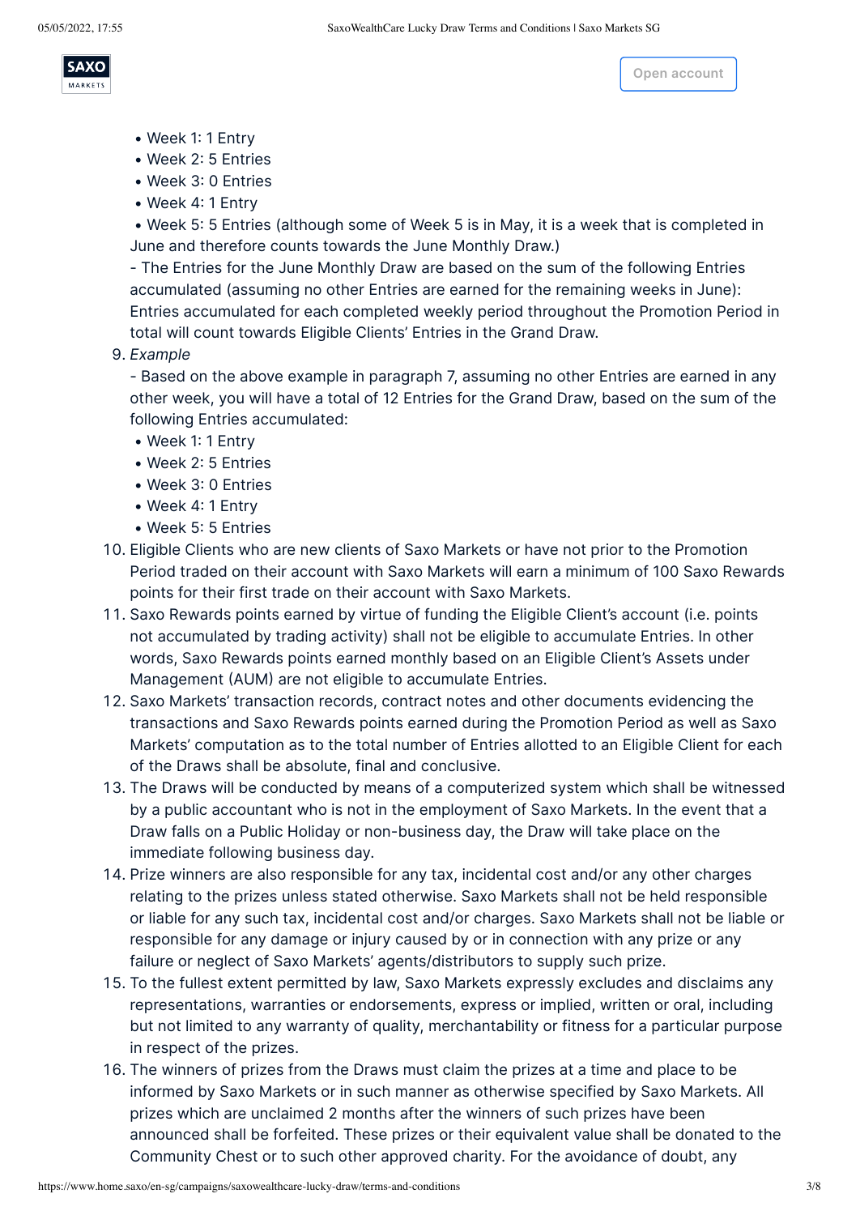- Week 1: 1 Entry
- Week 2: 5 Entries
- Week 3: 0 Entries
- Week 4: 1 Entry
- Week 5: 5 Entries (although some of Week 5 is in May, it is a week that is completed in June and therefore counts towards the June Monthly Draw.)

- The Entries for the June Monthly Draw are based on the sum of the following Entries accumulated (assuming no other Entries are earned for the remaining weeks in June): Entries accumulated for each completed weekly period throughout the Promotion Period in total will count towards Eligible Clients' Entries in the Grand Draw.

9. *Example*

   - Based on the above example in paragraph 7, assuming no other Entries are earned in any other week, you will have a total of 12 Entries for the Grand Draw, based on the sum of the following Entries accumulated:
   - Week 1: 1 Entry
   - Week 2: 5 Entries
   - Week 3: 0 Entries
   - Week 4: 1 Entry
   - Week 5: 5 Entries
10. Eligible Clients who are new clients of Saxo Markets or have not prior to the Promotion Period traded on their account with Saxo Markets will earn a minimum of 100 Saxo Rewards points for their first trade on their account with Saxo Markets.
11. Saxo Rewards points earned by virtue of funding the Eligible Client's account (i.e. points not accumulated by trading activity) shall not be eligible to accumulate Entries. In other words, Saxo Rewards points earned monthly based on an Eligible Client's Assets under Management (AUM) are not eligible to accumulate Entries.
12. Saxo Markets' transaction records, contract notes and other documents evidencing the transactions and Saxo Rewards points earned during the Promotion Period as well as Saxo Markets' computation as to the total number of Entries allotted to an Eligible Client for each of the Draws shall be absolute, final and conclusive.
13. The Draws will be conducted by means of a computerized system which shall be witnessed by a public accountant who is not in the employment of Saxo Markets. In the event that a Draw falls on a Public Holiday or non-business day, the Draw will take place on the immediate following business day.
14. Prize winners are also responsible for any tax, incidental cost and/or any other charges relating to the prizes unless stated otherwise. Saxo Markets shall not be held responsible or liable for any such tax, incidental cost and/or charges. Saxo Markets shall not be liable or responsible for any damage or injury caused by or in connection with any prize or any failure or neglect of Saxo Markets' agents/distributors to supply such prize.
15. To the fullest extent permitted by law, Saxo Markets expressly excludes and disclaims any representations, warranties or endorsements, express or implied, written or oral, including but not limited to any warranty of quality, merchantability or fitness for a particular purpose in respect of the prizes.
16. The winners of prizes from the Draws must claim the prizes at a time and place to be informed by Saxo Markets or in such manner as otherwise specified by Saxo Markets. All prizes which are unclaimed 2 months after the winners of such prizes have been announced shall be forfeited. These prizes or their equivalent value shall be donated to the Community Chest or to such other approved charity. For the avoidance of doubt, any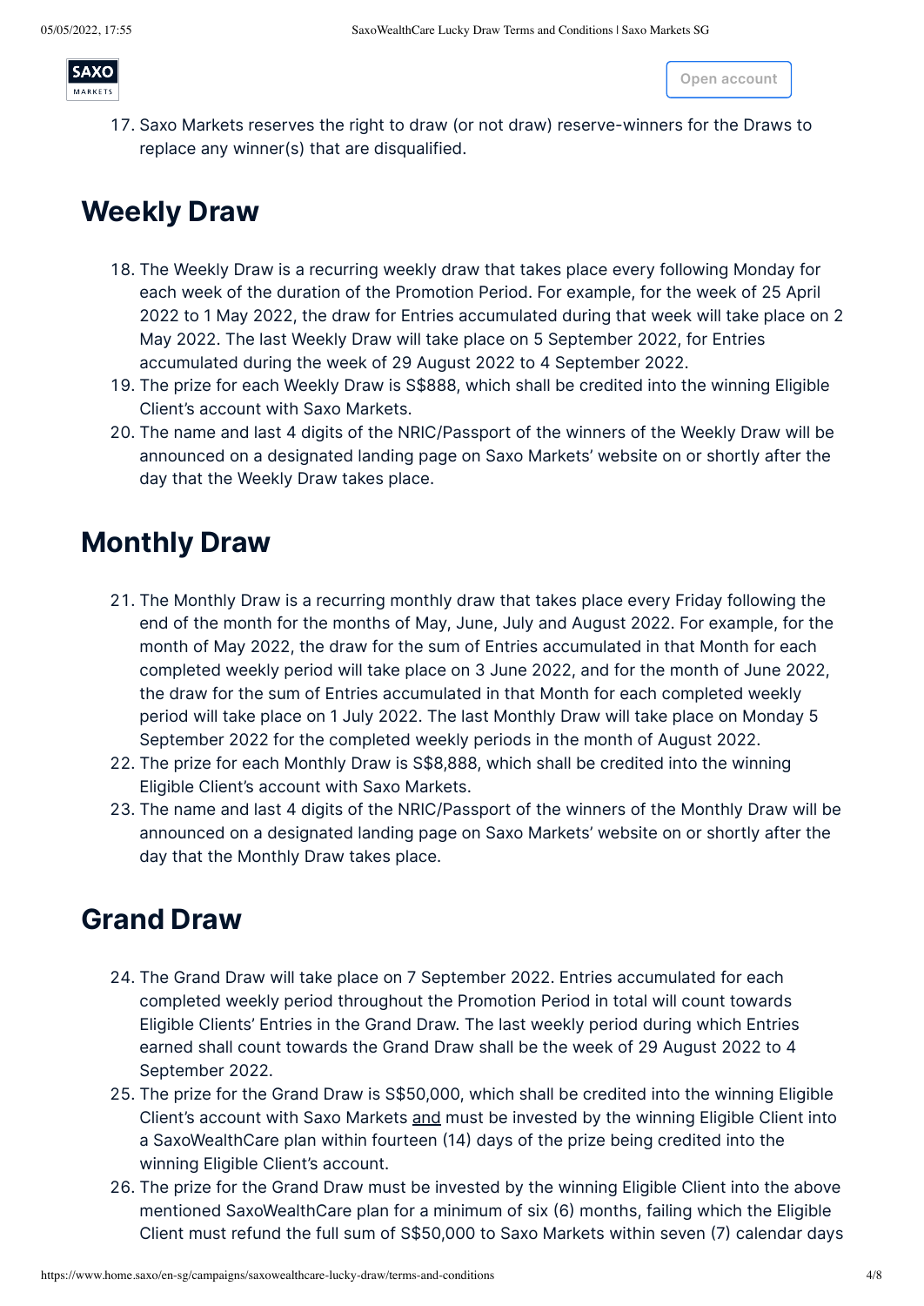17. Saxo Markets reserves the right to draw (or not draw) reserve-winners for the Draws to replace any winner(s) that are disqualified.

## Weekly Draw

18. The Weekly Draw is a recurring weekly draw that takes place every following Monday for each week of the duration of the Promotion Period. For example, for the week of 25 April 2022 to 1 May 2022, the draw for Entries accumulated during that week will take place on 2 May 2022. The last Weekly Draw will take place on 5 September 2022, for Entries accumulated during the week of 29 August 2022 to 4 September 2022.
19. The prize for each Weekly Draw is S$888, which shall be credited into the winning Eligible Client's account with Saxo Markets.
20. The name and last 4 digits of the NRIC/Passport of the winners of the Weekly Draw will be announced on a designated landing page on Saxo Markets' website on or shortly after the day that the Weekly Draw takes place.

## Monthly Draw

21. The Monthly Draw is a recurring monthly draw that takes place every Friday following the end of the month for the months of May, June, July and August 2022. For example, for the month of May 2022, the draw for the sum of Entries accumulated in that Month for each completed weekly period will take place on 3 June 2022, and for the month of June 2022, the draw for the sum of Entries accumulated in that Month for each completed weekly period will take place on 1 July 2022. The last Monthly Draw will take place on Monday 5 September 2022 for the completed weekly periods in the month of August 2022.
22. The prize for each Monthly Draw is S$8,888, which shall be credited into the winning Eligible Client's account with Saxo Markets.
23. The name and last 4 digits of the NRIC/Passport of the winners of the Monthly Draw will be announced on a designated landing page on Saxo Markets' website on or shortly after the day that the Monthly Draw takes place.

## Grand Draw

24. The Grand Draw will take place on 7 September 2022. Entries accumulated for each completed weekly period throughout the Promotion Period in total will count towards Eligible Clients' Entries in the Grand Draw. The last weekly period during which Entries earned shall count towards the Grand Draw shall be the week of 29 August 2022 to 4 September 2022.
25. The prize for the Grand Draw is S$50,000, which shall be credited into the winning Eligible Client's account with Saxo Markets and must be invested by the winning Eligible Client into a SaxoWealthCare plan within fourteen (14) days of the prize being credited into the winning Eligible Client's account.
26. The prize for the Grand Draw must be invested by the winning Eligible Client into the above mentioned SaxoWealthCare plan for a minimum of six (6) months, failing which the Eligible Client must refund the full sum of S$50,000 to Saxo Markets within seven (7) calendar days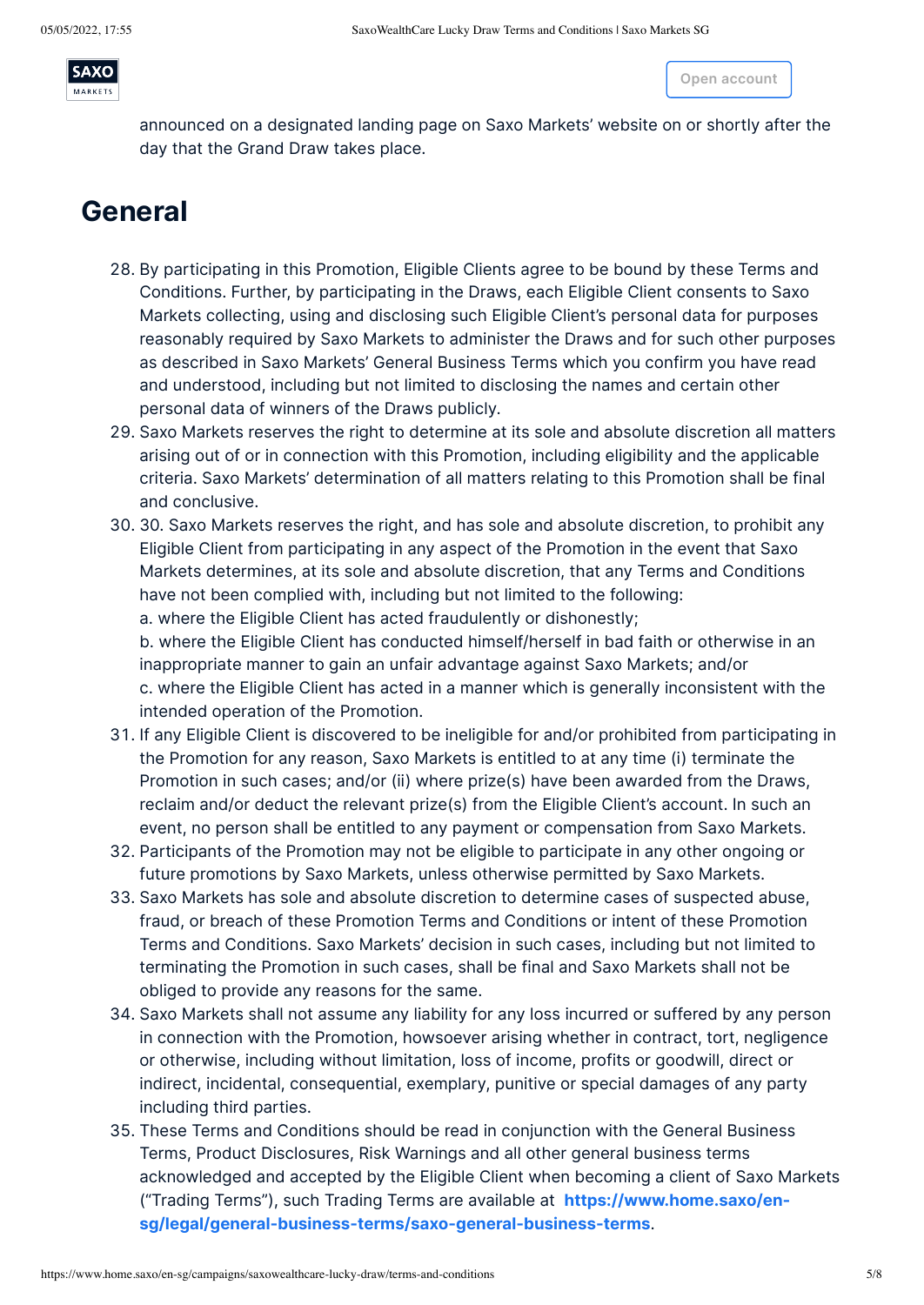announced on a designated landing page on Saxo Markets' website on or shortly after the day that the Grand Draw takes place.

## General

28. By participating in this Promotion, Eligible Clients agree to be bound by these Terms and Conditions. Further, by participating in the Draws, each Eligible Client consents to Saxo Markets collecting, using and disclosing such Eligible Client's personal data for purposes reasonably required by Saxo Markets to administer the Draws and for such other purposes as described in Saxo Markets' General Business Terms which you confirm you have read and understood, including but not limited to disclosing the names and certain other personal data of winners of the Draws publicly.
29. Saxo Markets reserves the right to determine at its sole and absolute discretion all matters arising out of or in connection with this Promotion, including eligibility and the applicable criteria. Saxo Markets' determination of all matters relating to this Promotion shall be final and conclusive.
30. 30. Saxo Markets reserves the right, and has sole and absolute discretion, to prohibit any Eligible Client from participating in any aspect of the Promotion in the event that Saxo Markets determines, at its sole and absolute discretion, that any Terms and Conditions have not been complied with, including but not limited to the following:
    a. where the Eligible Client has acted fraudulently or dishonestly;
    b. where the Eligible Client has conducted himself/herself in bad faith or otherwise in an inappropriate manner to gain an unfair advantage against Saxo Markets; and/or
    c. where the Eligible Client has acted in a manner which is generally inconsistent with the intended operation of the Promotion.
31. If any Eligible Client is discovered to be ineligible for and/or prohibited from participating in the Promotion for any reason, Saxo Markets is entitled to at any time (i) terminate the Promotion in such cases; and/or (ii) where prize(s) have been awarded from the Draws, reclaim and/or deduct the relevant prize(s) from the Eligible Client's account. In such an event, no person shall be entitled to any payment or compensation from Saxo Markets.
32. Participants of the Promotion may not be eligible to participate in any other ongoing or future promotions by Saxo Markets, unless otherwise permitted by Saxo Markets.
33. Saxo Markets has sole and absolute discretion to determine cases of suspected abuse, fraud, or breach of these Promotion Terms and Conditions or intent of these Promotion Terms and Conditions. Saxo Markets' decision in such cases, including but not limited to terminating the Promotion in such cases, shall be final and Saxo Markets shall not be obliged to provide any reasons for the same.
34. Saxo Markets shall not assume any liability for any loss incurred or suffered by any person in connection with the Promotion, howsoever arising whether in contract, tort, negligence or otherwise, including without limitation, loss of income, profits or goodwill, direct or indirect, incidental, consequential, exemplary, punitive or special damages of any party including third parties.
35. These Terms and Conditions should be read in conjunction with the General Business Terms, Product Disclosures, Risk Warnings and all other general business terms acknowledged and accepted by the Eligible Client when becoming a client of Saxo Markets ("Trading Terms"), such Trading Terms are available at **https://www.home.saxo/en-sg/legal/general-business-terms/saxo-general-business-terms**.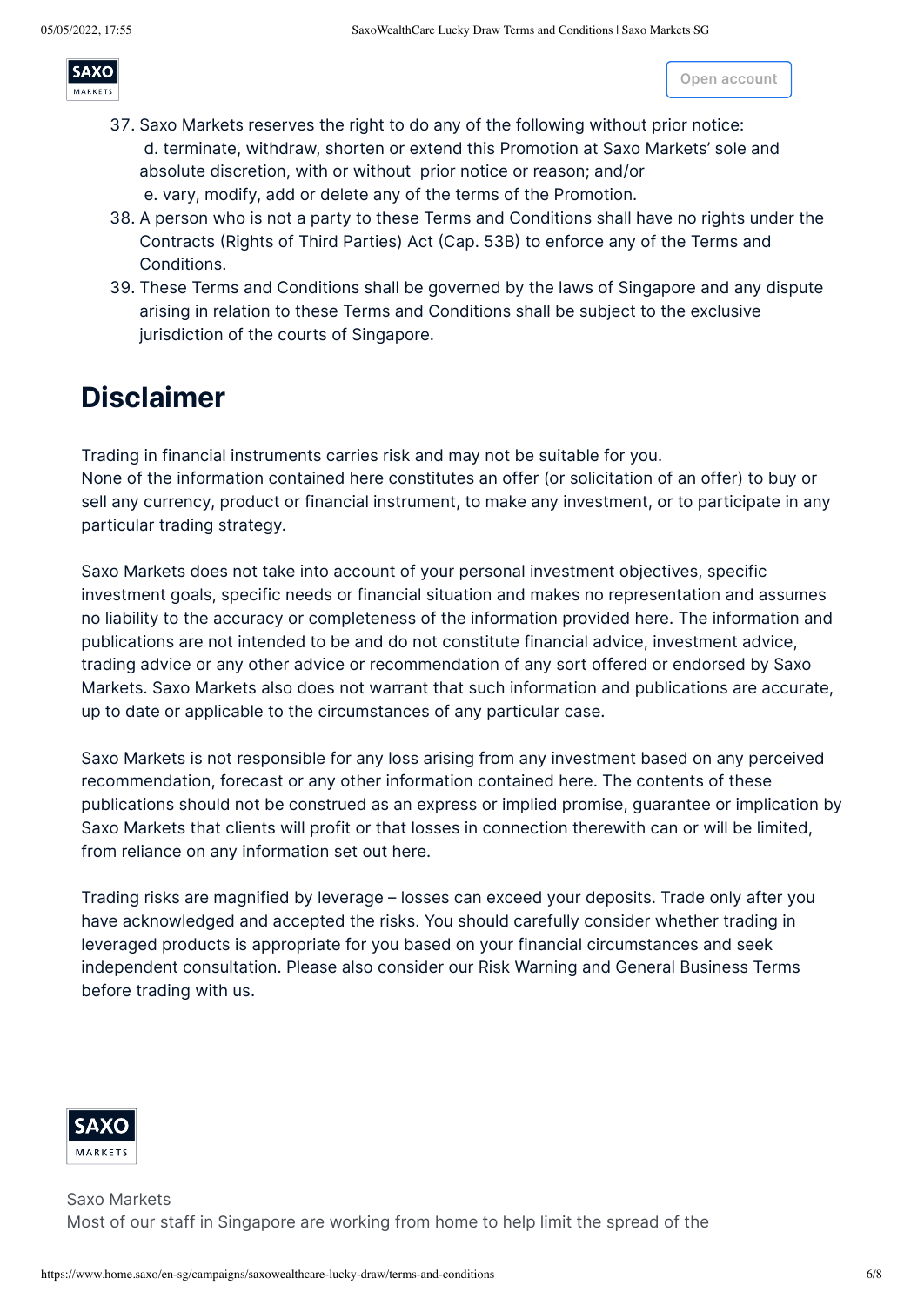37. Saxo Markets reserves the right to do any of the following without prior notice:
 d. terminate, withdraw, shorten or extend this Promotion at Saxo Markets' sole and absolute discretion, with or without prior notice or reason; and/or
 e. vary, modify, add or delete any of the terms of the Promotion.
38. A person who is not a party to these Terms and Conditions shall have no rights under the Contracts (Rights of Third Parties) Act (Cap. 53B) to enforce any of the Terms and Conditions.
39. These Terms and Conditions shall be governed by the laws of Singapore and any dispute arising in relation to these Terms and Conditions shall be subject to the exclusive jurisdiction of the courts of Singapore.

# Disclaimer

Trading in financial instruments carries risk and may not be suitable for you.
None of the information contained here constitutes an offer (or solicitation of an offer) to buy or sell any currency, product or financial instrument, to make any investment, or to participate in any particular trading strategy.

Saxo Markets does not take into account of your personal investment objectives, specific investment goals, specific needs or financial situation and makes no representation and assumes no liability to the accuracy or completeness of the information provided here. The information and publications are not intended to be and do not constitute financial advice, investment advice, trading advice or any other advice or recommendation of any sort offered or endorsed by Saxo Markets. Saxo Markets also does not warrant that such information and publications are accurate, up to date or applicable to the circumstances of any particular case.

Saxo Markets is not responsible for any loss arising from any investment based on any perceived recommendation, forecast or any other information contained here. The contents of these publications should not be construed as an express or implied promise, guarantee or implication by Saxo Markets that clients will profit or that losses in connection therewith can or will be limited, from reliance on any information set out here.

Trading risks are magnified by leverage – losses can exceed your deposits. Trade only after you have acknowledged and accepted the risks. You should carefully consider whether trading in leveraged products is appropriate for you based on your financial circumstances and seek independent consultation. Please also consider our Risk Warning and General Business Terms before trading with us.

Saxo Markets
Most of our staff in Singapore are working from home to help limit the spread of the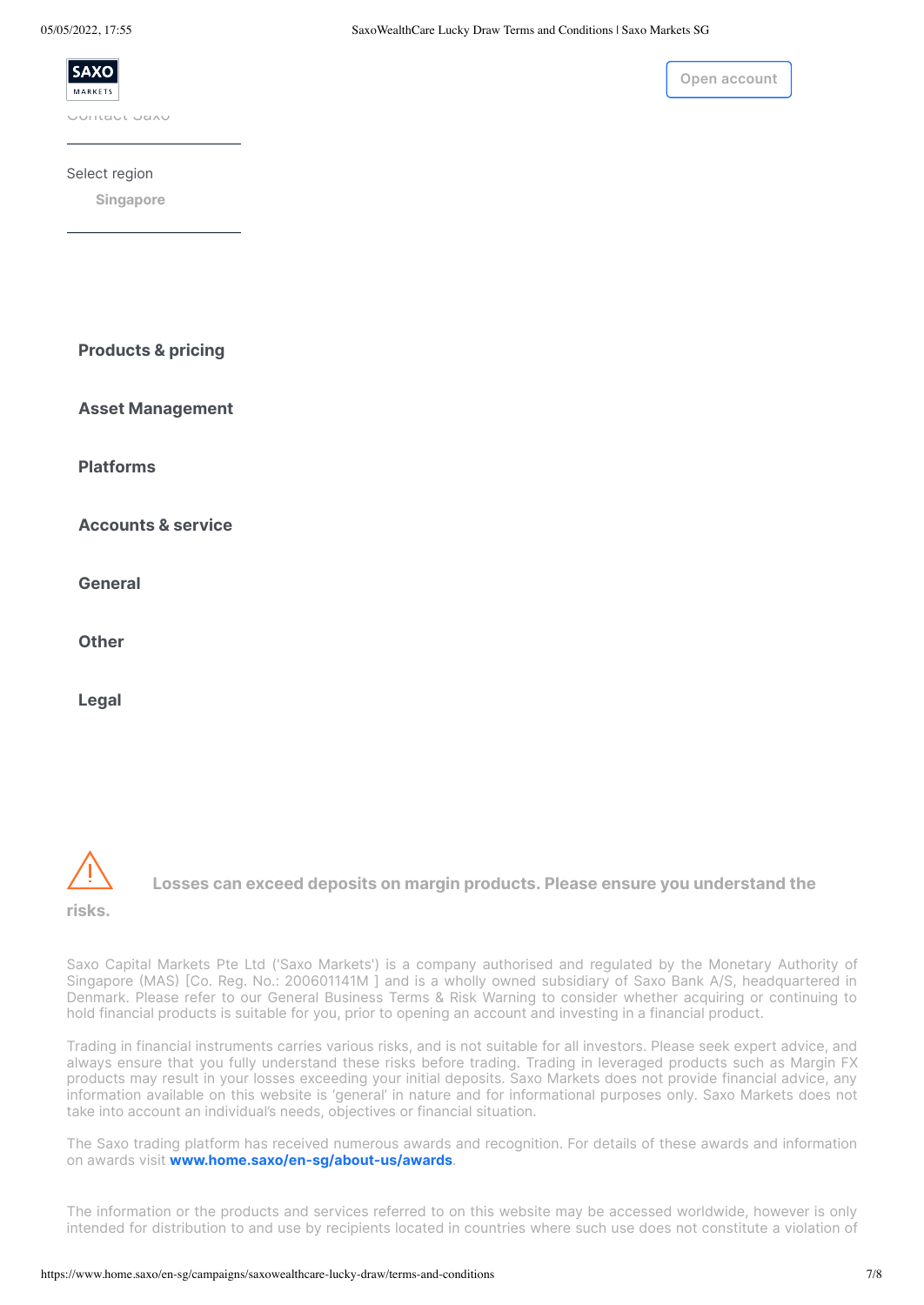Contact Saxo

Select region

Singapore

**Products & pricing**

**Asset Management**

**Platforms**

**Accounts & service**

**General**

**Other**

**Legal**

**Losses can exceed deposits on margin products. Please ensure you understand the risks.**

Saxo Capital Markets Pte Ltd ('Saxo Markets') is a company authorised and regulated by the Monetary Authority of Singapore (MAS) [Co. Reg. No.: 200601141M ] and is a wholly owned subsidiary of Saxo Bank A/S, headquartered in Denmark. Please refer to our General Business Terms & Risk Warning to consider whether acquiring or continuing to hold financial products is suitable for you, prior to opening an account and investing in a financial product.

Trading in financial instruments carries various risks, and is not suitable for all investors. Please seek expert advice, and always ensure that you fully understand these risks before trading. Trading in leveraged products such as Margin FX products may result in your losses exceeding your initial deposits. Saxo Markets does not provide financial advice, any information available on this website is 'general' in nature and for informational purposes only. Saxo Markets does not take into account an individual's needs, objectives or financial situation.

The Saxo trading platform has received numerous awards and recognition. For details of these awards and information on awards visit **www.home.saxo/en-sg/about-us/awards**.

The information or the products and services referred to on this website may be accessed worldwide, however is only intended for distribution to and use by recipients located in countries where such use does not constitute a violation of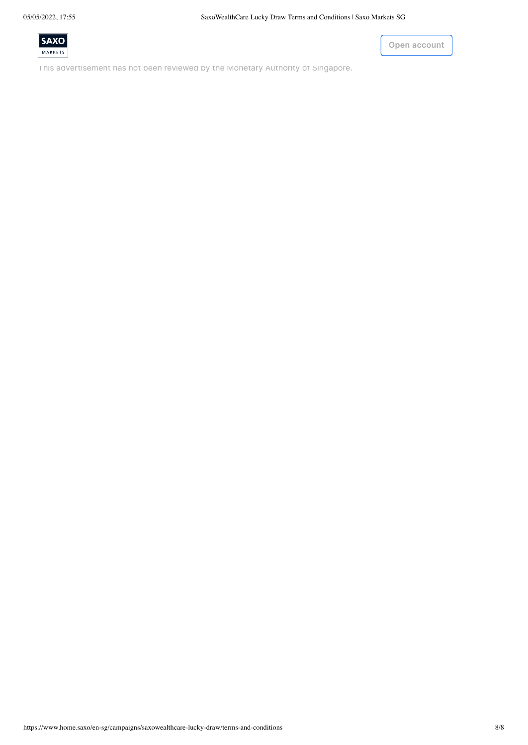This advertisement has not been reviewed by the Monetary Authority of Singapore.